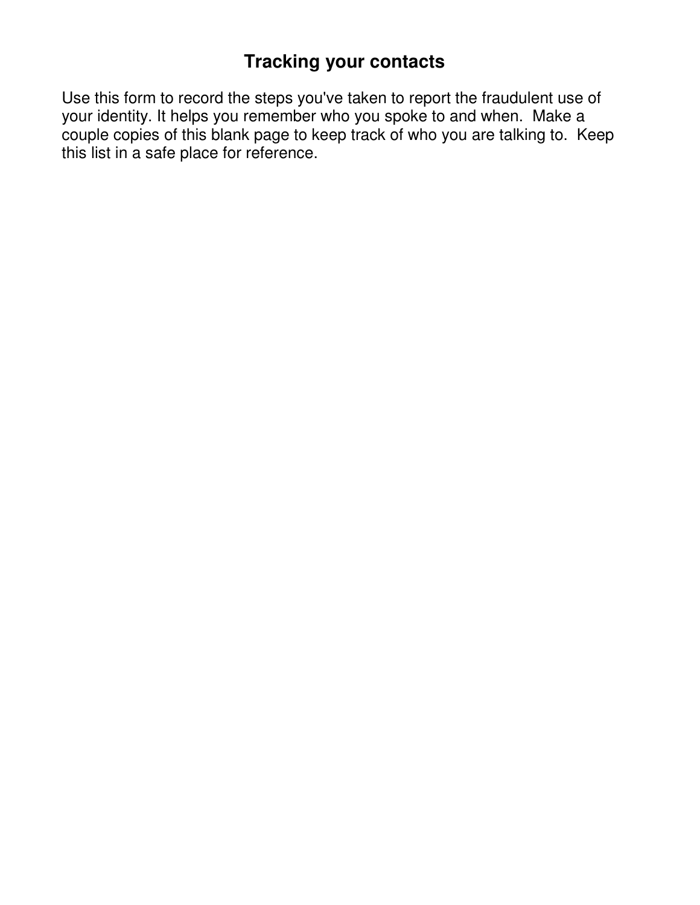# Tracking your contacts

Use this form to record the steps you've taken to report the fraudulent use of your identity. It helps you remember who you spoke to and when. Make a couple copies of this blank page to keep track of who you are talking to. Keep this list in a safe place for reference.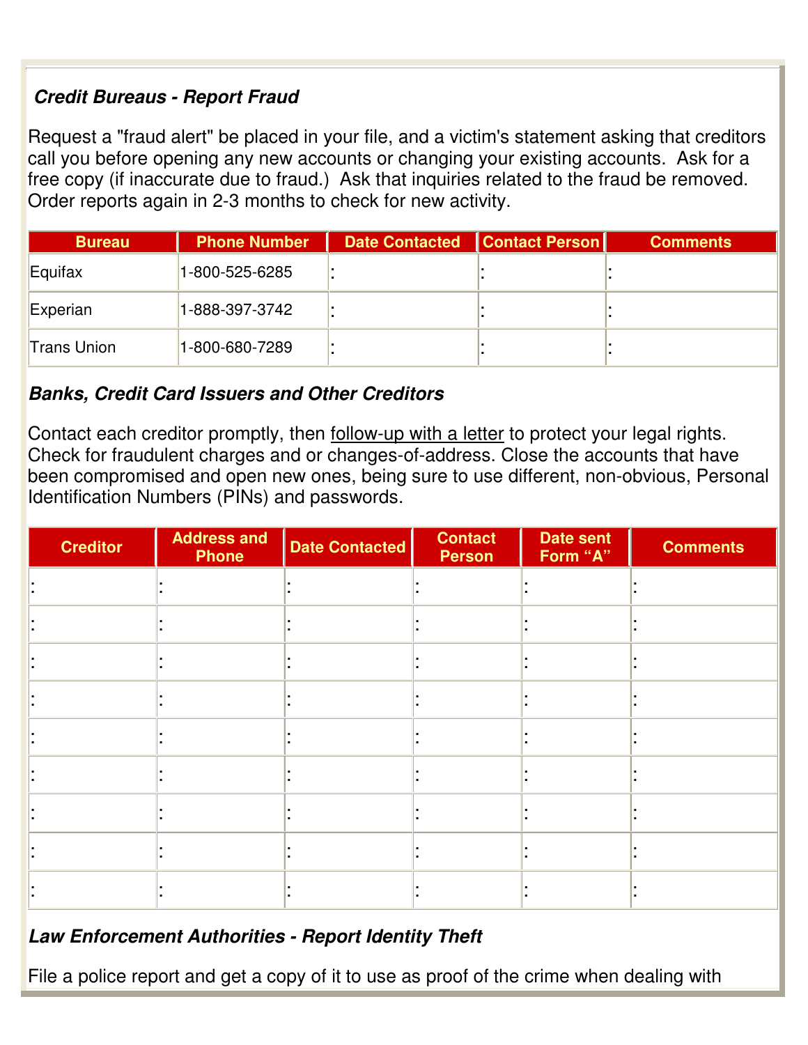### *Credit Bureaus - Report Fraud*

Request a "fraud alert" be placed in your file, and a victim's statement asking that creditors call you before opening any new accounts or changing your existing accounts. Ask for a free copy (if inaccurate due to fraud.) Ask that inquiries related to the fraud be removed. Order reports again in 2-3 months to check for new activity.

| Bureau | Phone Number | Date Contacted | Contact Person | Comments |
|---|---|---|---|---|
| Equifax | 1-800-525-6285 | : | : | : |
| Experian | 1-888-397-3742 | : | : | : |
| Trans Union | 1-800-680-7289 | : | : | : |

### *Banks, Credit Card Issuers and Other Creditors*

Contact each creditor promptly, then <u>follow-up with a letter</u> to protect your legal rights. Check for fraudulent charges and or changes-of-address. Close the accounts that have been compromised and open new ones, being sure to use different, non-obvious, Personal Identification Numbers (PINs) and passwords.

| Creditor | Address and Phone | Date Contacted | Contact Person | Date sent Form "A" | Comments |
|---|---|---|---|---|---|
| : | : | : | : | : | : |
| : | : | : | : | : | : |
| : | : | : | : | : | : |
| : | : | : | : | : | : |
| : | : | : | : | : | : |
| : | : | : | : | : | : |
| : | : | : | : | : | : |
| : | : | : | : | : | : |
| : | : | : | : | : | : |

### *Law Enforcement Authorities - Report Identity Theft*

File a police report and get a copy of it to use as proof of the crime when dealing with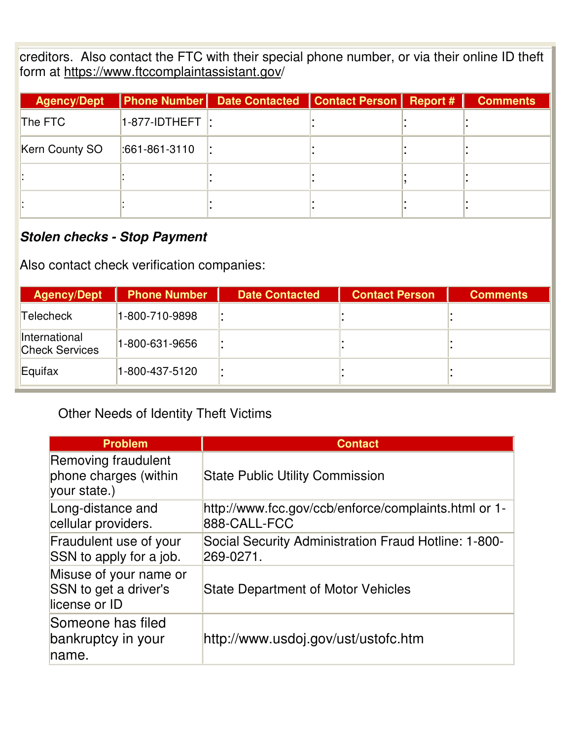creditors. Also contact the FTC with their special phone number, or via their online ID theft form at https://www.ftccomplaintassistant.gov/

| Agency/Dept | Phone Number | Date Contacted | Contact Person | Report # | Comments |
|---|---|---|---|---|---|
| The FTC | 1-877-IDTHEFT | : | : | : | : |
| Kern County SO | :661-861-3110 | : | : | : | : |
| : | : | : | : | ; | : |
| : | : | : | : | : | : |

***Stolen checks - Stop Payment***

Also contact check verification companies:

| Agency/Dept | Phone Number | Date Contacted | Contact Person | Comments |
|---|---|---|---|---|
| Telecheck | 1-800-710-9898 | : | : | : |
| International Check Services | 1-800-631-9656 | : | : | : |
| Equifax | 1-800-437-5120 | : | : | : |

Other Needs of Identity Theft Victims

| Problem | Contact |
|---|---|
| Removing fraudulent phone charges (within your state.) | State Public Utility Commission |
| Long-distance and cellular providers. | http://www.fcc.gov/ccb/enforce/complaints.html or 1-888-CALL-FCC |
| Fraudulent use of your SSN to apply for a job. | Social Security Administration Fraud Hotline: 1-800-269-0271. |
| Misuse of your name or SSN to get a driver's license or ID | State Department of Motor Vehicles |
| Someone has filed bankruptcy in your name. | http://www.usdoj.gov/ust/ustofc.htm |